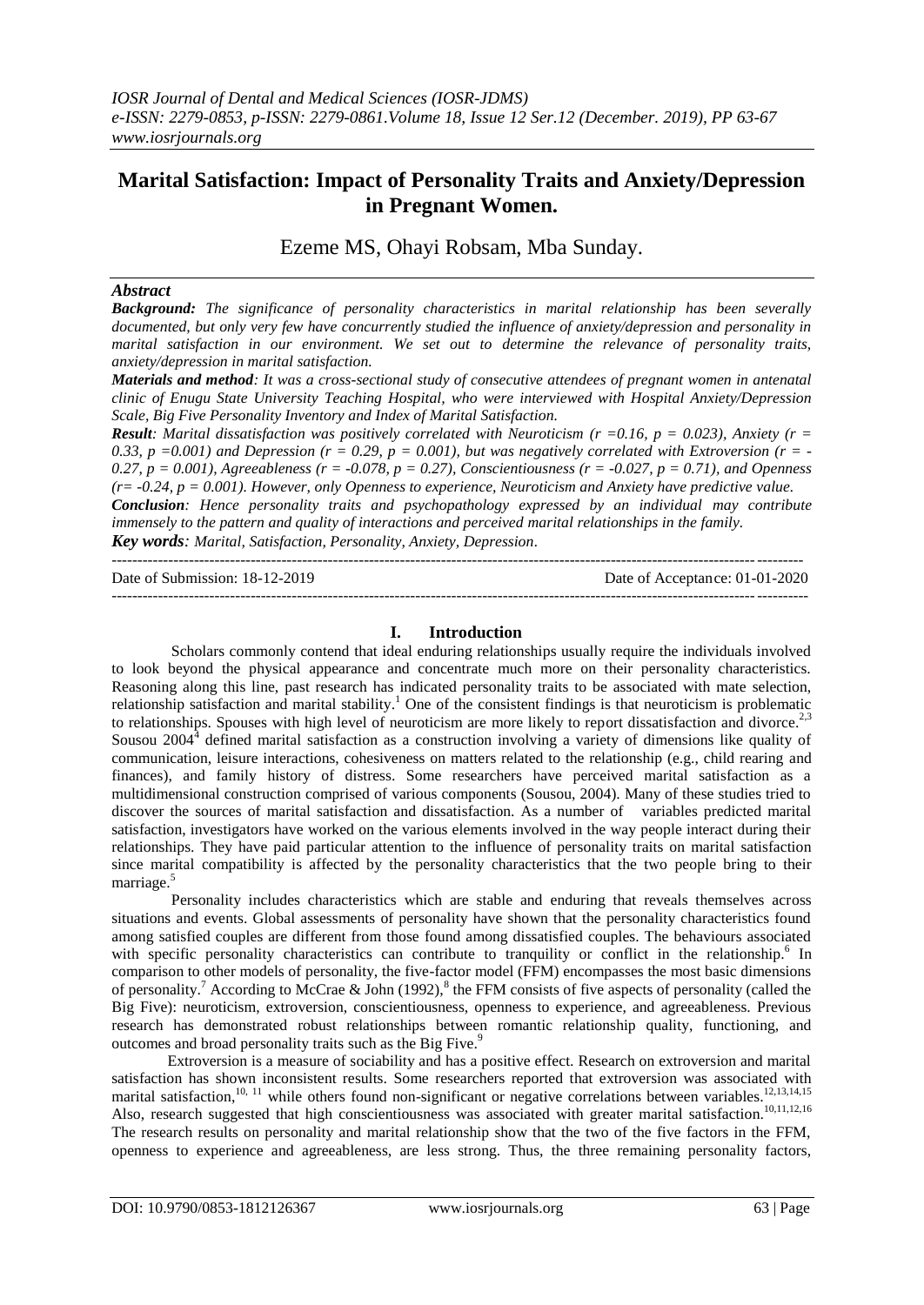# Marital Satisfaction: Impact of Personality Traits and Anxiety/Depression in Pregnant Women.

Ezeme MS, Ohayi Robsam, Mba Sunday.

## *Abstract*

***Background:*** *The significance of personality characteristics in marital relationship has been severally documented, but only very few have concurrently studied the influence of anxiety/depression and personality in marital satisfaction in our environment. We set out to determine the relevance of personality traits, anxiety/depression in marital satisfaction.*

***Materials and method:*** *It was a cross-sectional study of consecutive attendees of pregnant women in antenatal clinic of Enugu State University Teaching Hospital, who were interviewed with Hospital Anxiety/Depression Scale, Big Five Personality Inventory and Index of Marital Satisfaction.*

***Result:*** *Marital dissatisfaction was positively correlated with Neuroticism ($r = 0.16$, $p = 0.023$), Anxiety ($r = 0.33$, $p = 0.001$) and Depression ($r = 0.29$, $p = 0.001$), but was negatively correlated with Extroversion ($r = -0.27$, $p = 0.001$), Agreeableness ($r = -0.078$, $p = 0.27$), Conscientiousness ($r = -0.027$, $p = 0.71$), and Openness ($r = -0.24$, $p = 0.001$). However, only Openness to experience, Neuroticism and Anxiety have predictive value.*

***Conclusion:*** *Hence personality traits and psychopathology expressed by an individual may contribute immensely to the pattern and quality of interactions and perceived marital relationships in the family.*

***Key words:*** *Marital, Satisfaction, Personality, Anxiety, Depression.*

Date of Submission: 18-12-2019 | Date of Acceptance: 01-01-2020

## I. Introduction

Scholars commonly contend that ideal enduring relationships usually require the individuals involved to look beyond the physical appearance and concentrate much more on their personality characteristics. Reasoning along this line, past research has indicated personality traits to be associated with mate selection, relationship satisfaction and marital stability.[1] One of the consistent findings is that neuroticism is problematic to relationships. Spouses with high level of neuroticism are more likely to report dissatisfaction and divorce.[2,3] Sousou 2004[4] defined marital satisfaction as a construction involving a variety of dimensions like quality of communication, leisure interactions, cohesiveness on matters related to the relationship (e.g., child rearing and finances), and family history of distress. Some researchers have perceived marital satisfaction as a multidimensional construction comprised of various components (Sousou, 2004). Many of these studies tried to discover the sources of marital satisfaction and dissatisfaction. As a number of variables predicted marital satisfaction, investigators have worked on the various elements involved in the way people interact during their relationships. They have paid particular attention to the influence of personality traits on marital satisfaction since marital compatibility is affected by the personality characteristics that the two people bring to their marriage.[5]

Personality includes characteristics which are stable and enduring that reveals themselves across situations and events. Global assessments of personality have shown that the personality characteristics found among satisfied couples are different from those found among dissatisfied couples. The behaviours associated with specific personality characteristics can contribute to tranquility or conflict in the relationship.[6] In comparison to other models of personality, the five-factor model (FFM) encompasses the most basic dimensions of personality.[7] According to McCrae & John (1992),[8] the FFM consists of five aspects of personality (called the Big Five): neuroticism, extroversion, conscientiousness, openness to experience, and agreeableness. Previous research has demonstrated robust relationships between romantic relationship quality, functioning, and outcomes and broad personality traits such as the Big Five.[9]

Extroversion is a measure of sociability and has a positive effect. Research on extroversion and marital satisfaction has shown inconsistent results. Some researchers reported that extroversion was associated with marital satisfaction,[10, 11] while others found non-significant or negative correlations between variables.[12,13,14,15] Also, research suggested that high conscientiousness was associated with greater marital satisfaction.[10,11,12,16] The research results on personality and marital relationship show that the two of the five factors in the FFM, openness to experience and agreeableness, are less strong. Thus, the three remaining personality factors,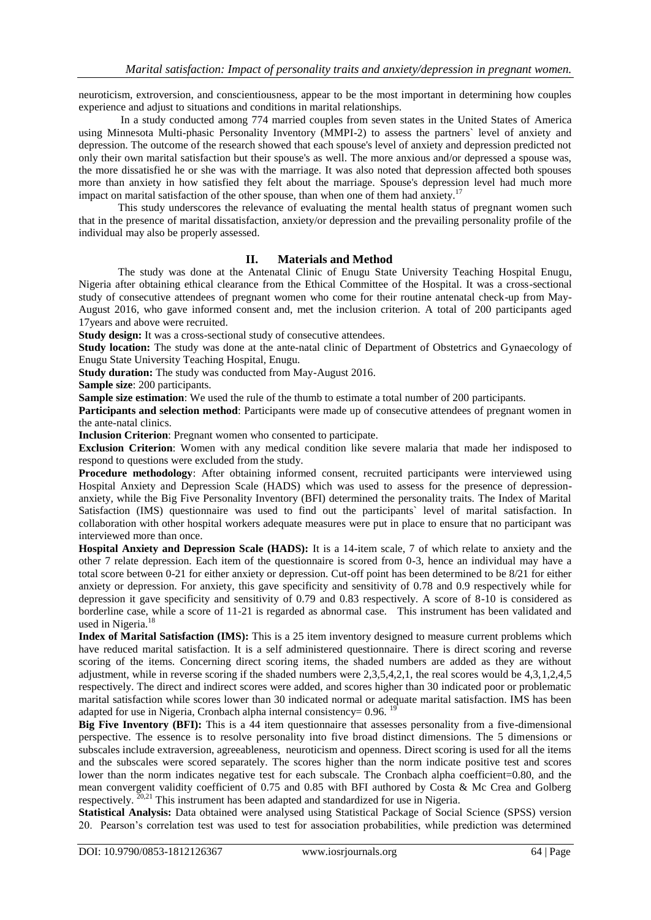neuroticism, extroversion, and conscientiousness, appear to be the most important in determining how couples experience and adjust to situations and conditions in marital relationships.

In a study conducted among 774 married couples from seven states in the United States of America using Minnesota Multi-phasic Personality Inventory (MMPI-2) to assess the partners` level of anxiety and depression. The outcome of the research showed that each spouse's level of anxiety and depression predicted not only their own marital satisfaction but their spouse's as well. The more anxious and/or depressed a spouse was, the more dissatisfied he or she was with the marriage. It was also noted that depression affected both spouses more than anxiety in how satisfied they felt about the marriage. Spouse's depression level had much more impact on marital satisfaction of the other spouse, than when one of them had anxiety.[17]

This study underscores the relevance of evaluating the mental health status of pregnant women such that in the presence of marital dissatisfaction, anxiety/or depression and the prevailing personality profile of the individual may also be properly assessed.

## II. Materials and Method

The study was done at the Antenatal Clinic of Enugu State University Teaching Hospital Enugu, Nigeria after obtaining ethical clearance from the Ethical Committee of the Hospital. It was a cross-sectional study of consecutive attendees of pregnant women who come for their routine antenatal check-up from May-August 2016, who gave informed consent and, met the inclusion criterion. A total of 200 participants aged 17years and above were recruited.

**Study design:** It was a cross-sectional study of consecutive attendees.

**Study location:** The study was done at the ante-natal clinic of Department of Obstetrics and Gynaecology of Enugu State University Teaching Hospital, Enugu.

**Study duration:** The study was conducted from May-August 2016.

**Sample size**: 200 participants.

**Sample size estimation**: We used the rule of the thumb to estimate a total number of 200 participants.

**Participants and selection method**: Participants were made up of consecutive attendees of pregnant women in the ante-natal clinics.

**Inclusion Criterion**: Pregnant women who consented to participate.

**Exclusion Criterion**: Women with any medical condition like severe malaria that made her indisposed to respond to questions were excluded from the study.

**Procedure methodology**: After obtaining informed consent, recruited participants were interviewed using Hospital Anxiety and Depression Scale (HADS) which was used to assess for the presence of depression-anxiety, while the Big Five Personality Inventory (BFI) determined the personality traits. The Index of Marital Satisfaction (IMS) questionnaire was used to find out the participants` level of marital satisfaction. In collaboration with other hospital workers adequate measures were put in place to ensure that no participant was interviewed more than once.

**Hospital Anxiety and Depression Scale (HADS):** It is a 14-item scale, 7 of which relate to anxiety and the other 7 relate depression. Each item of the questionnaire is scored from 0-3, hence an individual may have a total score between 0-21 for either anxiety or depression. Cut-off point has been determined to be 8/21 for either anxiety or depression. For anxiety, this gave specificity and sensitivity of 0.78 and 0.9 respectively while for depression it gave specificity and sensitivity of 0.79 and 0.83 respectively. A score of 8-10 is considered as borderline case, while a score of 11-21 is regarded as abnormal case. This instrument has been validated and used in Nigeria.[18]

**Index of Marital Satisfaction (IMS):** This is a 25 item inventory designed to measure current problems which have reduced marital satisfaction. It is a self administered questionnaire. There is direct scoring and reverse scoring of the items. Concerning direct scoring items, the shaded numbers are added as they are without adjustment, while in reverse scoring if the shaded numbers were 2,3,5,4,2,1, the real scores would be 4,3,1,2,4,5 respectively. The direct and indirect scores were added, and scores higher than 30 indicated poor or problematic marital satisfaction while scores lower than 30 indicated normal or adequate marital satisfaction. IMS has been adapted for use in Nigeria, Cronbach alpha internal consistency= 0.96. [19]

**Big Five Inventory (BFI):** This is a 44 item questionnaire that assesses personality from a five-dimensional perspective. The essence is to resolve personality into five broad distinct dimensions. The 5 dimensions or subscales include extraversion, agreeableness, neuroticism and openness. Direct scoring is used for all the items and the subscales were scored separately. The scores higher than the norm indicate positive test and scores lower than the norm indicates negative test for each subscale. The Cronbach alpha coefficient=0.80, and the mean convergent validity coefficient of 0.75 and 0.85 with BFI authored by Costa & Mc Crea and Golberg respectively. [20,21] This instrument has been adapted and standardized for use in Nigeria.

**Statistical Analysis:** Data obtained were analysed using Statistical Package of Social Science (SPSS) version 20. Pearson's correlation test was used to test for association probabilities, while prediction was determined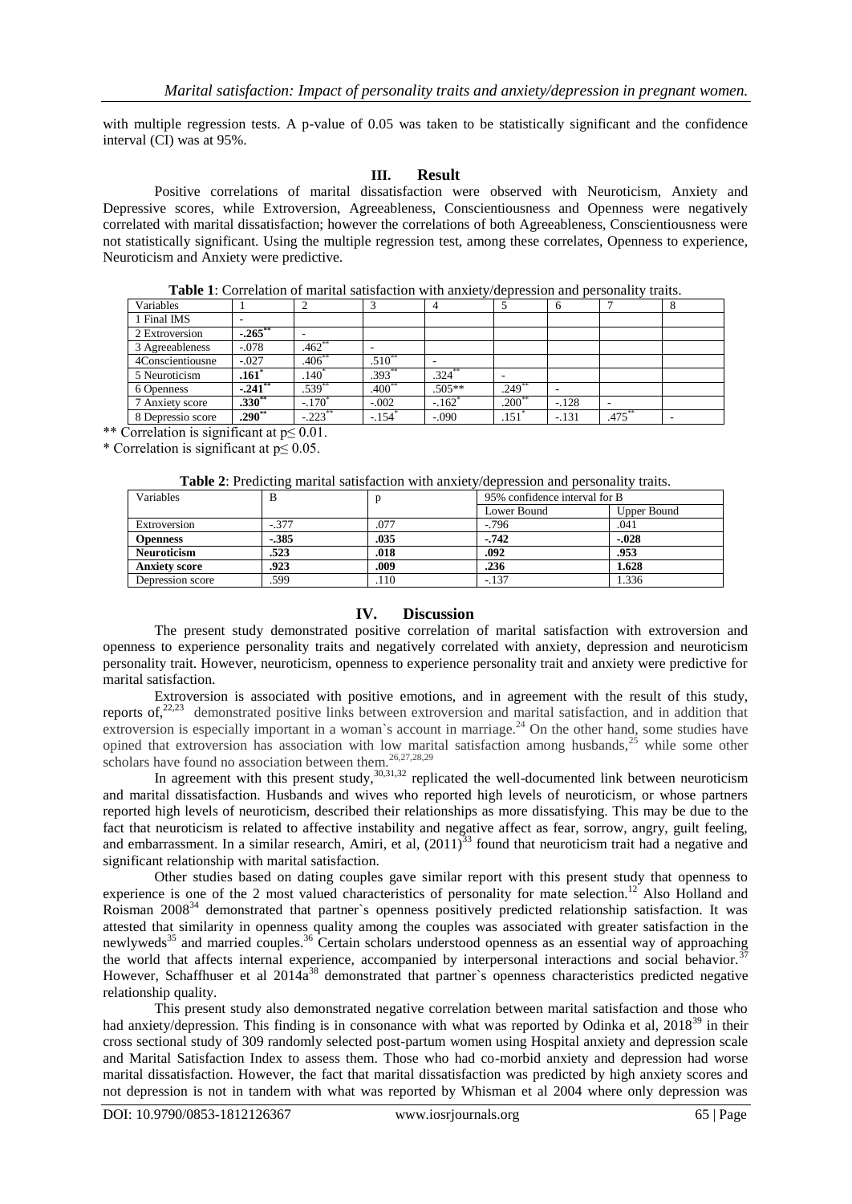with multiple regression tests. A p-value of 0.05 was taken to be statistically significant and the confidence interval (CI) was at 95%.

## III. Result

Positive correlations of marital dissatisfaction were observed with Neuroticism, Anxiety and Depressive scores, while Extroversion, Agreeableness, Conscientiousness and Openness were negatively correlated with marital dissatisfaction; however the correlations of both Agreeableness, Conscientiousness were not statistically significant. Using the multiple regression test, among these correlates, Openness to experience, Neuroticism and Anxiety were predictive.

**Table 1**: Correlation of marital satisfaction with anxiety/depression and personality traits.

| Variables | 1 | 2 | 3 | 4 | 5 | 6 | 7 | 8 |
|---|---|---|---|---|---|---|---|---|
| 1 Final IMS | - | | | | | | | |
| 2 Extroversion | **-.265**** | - | | | | | | |
| 3 Agreeableness | -.078 | .462** | - | | | | | |
| 4Conscientiousne | -.027 | .406** | .510** | - | | | | |
| 5 Neuroticism | **.161*** | .140* | .393** | .324** | - | | | |
| 6 Openness | **-.241**** | .539** | .400** | .505** | .249** | - | | |
| 7 Anxiety score | **.330**** | -.170* | -.002 | -.162* | .200** | -.128 | - | |
| 8 Depressio score | **.290**** | -.223** | -.154* | -.090 | .151* | -.131 | .475** | - |

** Correlation is significant at p≤ 0.01.

* Correlation is significant at p≤ 0.05.

**Table 2**: Predicting marital satisfaction with anxiety/depression and personality traits.

| Variables | B | p | 95% confidence interval for B | |
|---|---|---|---|---|
| | | | Lower Bound | Upper Bound |
| Extroversion | -.377 | .077 | -.796 | .041 |
| **Openness** | **-.385** | **.035** | **-.742** | **-.028** |
| **Neuroticism** | **.523** | **.018** | **.092** | **.953** |
| **Anxiety score** | **.923** | **.009** | **.236** | **1.628** |
| Depression score | .599 | .110 | -.137 | 1.336 |

## IV. Discussion

The present study demonstrated positive correlation of marital satisfaction with extroversion and openness to experience personality traits and negatively correlated with anxiety, depression and neuroticism personality trait. However, neuroticism, openness to experience personality trait and anxiety were predictive for marital satisfaction.

Extroversion is associated with positive emotions, and in agreement with the result of this study, reports of,[22,23] demonstrated positive links between extroversion and marital satisfaction, and in addition that extroversion is especially important in a woman`s account in marriage.[24] On the other hand, some studies have opined that extroversion has association with low marital satisfaction among husbands,[25] while some other scholars have found no association between them.[26,27,28,29]

In agreement with this present study,[30,31,32] replicated the well-documented link between neuroticism and marital dissatisfaction. Husbands and wives who reported high levels of neuroticism, or whose partners reported high levels of neuroticism, described their relationships as more dissatisfying. This may be due to the fact that neuroticism is related to affective instability and negative affect as fear, sorrow, angry, guilt feeling, and embarrassment. In a similar research, Amiri, et al, (2011)[33] found that neuroticism trait had a negative and significant relationship with marital satisfaction.

Other studies based on dating couples gave similar report with this present study that openness to experience is one of the 2 most valued characteristics of personality for mate selection.[12] Also Holland and Roisman 2008[34] demonstrated that partner`s openness positively predicted relationship satisfaction. It was attested that similarity in openness quality among the couples was associated with greater satisfaction in the newlyweds[35] and married couples.[36] Certain scholars understood openness as an essential way of approaching the world that affects internal experience, accompanied by interpersonal interactions and social behavior.[37] However, Schaffhuser et al 2014a[38] demonstrated that partner`s openness characteristics predicted negative relationship quality.

This present study also demonstrated negative correlation between marital satisfaction and those who had anxiety/depression. This finding is in consonance with what was reported by Odinka et al, 2018[39] in their cross sectional study of 309 randomly selected post-partum women using Hospital anxiety and depression scale and Marital Satisfaction Index to assess them. Those who had co-morbid anxiety and depression had worse marital dissatisfaction. However, the fact that marital dissatisfaction was predicted by high anxiety scores and not depression is not in tandem with what was reported by Whisman et al 2004 where only depression was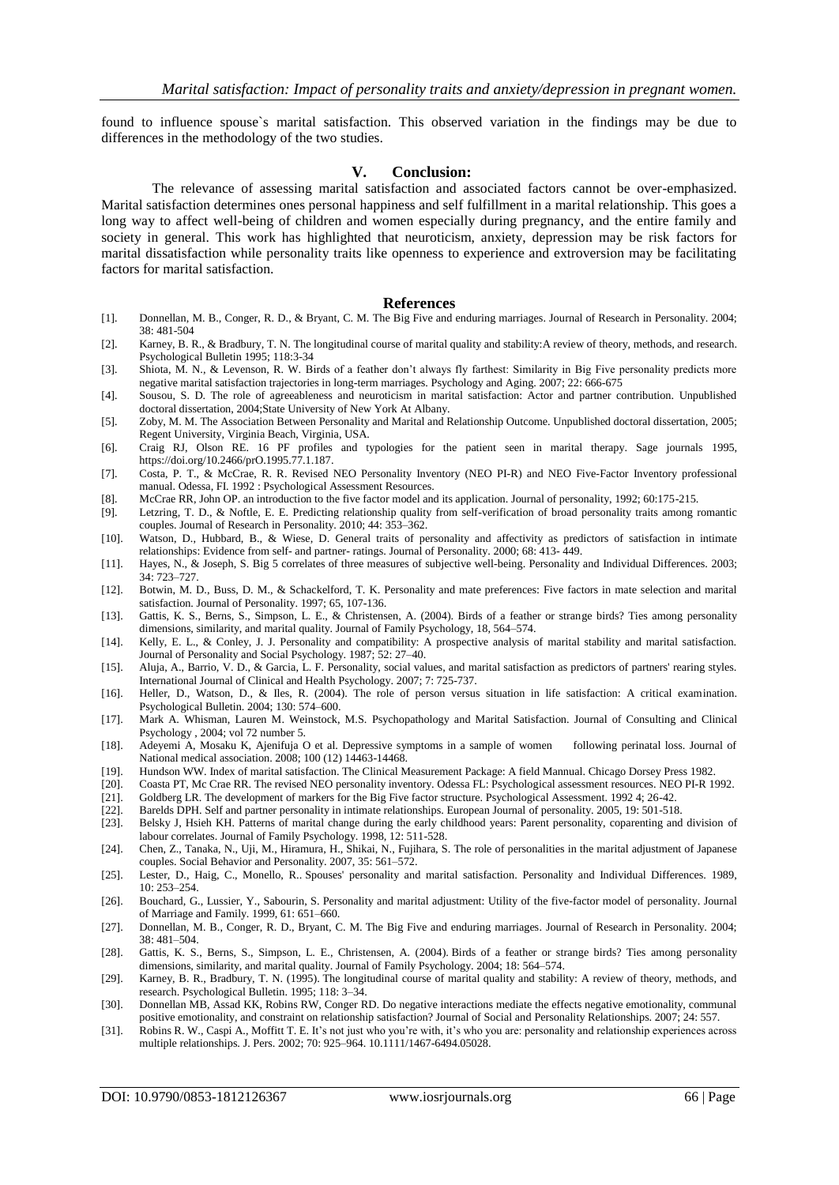found to influence spouse`s marital satisfaction. This observed variation in the findings may be due to differences in the methodology of the two studies.

## V. Conclusion:

The relevance of assessing marital satisfaction and associated factors cannot be over-emphasized. Marital satisfaction determines ones personal happiness and self fulfillment in a marital relationship. This goes a long way to affect well-being of children and women especially during pregnancy, and the entire family and society in general. This work has highlighted that neuroticism, anxiety, depression may be risk factors for marital dissatisfaction while personality traits like openness to experience and extroversion may be facilitating factors for marital satisfaction.

## References

[1]. Donnellan, M. B., Conger, R. D., & Bryant, C. M. The Big Five and enduring marriages. Journal of Research in Personality. 2004; 38: 481-504

[2]. Karney, B. R., & Bradbury, T. N. The longitudinal course of marital quality and stability:A review of theory, methods, and research. Psychological Bulletin 1995; 118:3-34

[3]. Shiota, M. N., & Levenson, R. W. Birds of a feather don't always fly farthest: Similarity in Big Five personality predicts more negative marital satisfaction trajectories in long-term marriages. Psychology and Aging. 2007; 22: 666-675

[4]. Sousou, S. D. The role of agreeableness and neuroticism in marital satisfaction: Actor and partner contribution. Unpublished doctoral dissertation, 2004;State University of New York At Albany.

[5]. Zoby, M. M. The Association Between Personality and Marital and Relationship Outcome. Unpublished doctoral dissertation, 2005; Regent University, Virginia Beach, Virginia, USA.

[6]. Craig RJ, Olson RE. 16 PF profiles and typologies for the patient seen in marital therapy. Sage journals 1995, https://doi.org/10.2466/prO.1995.77.1.187.

[7]. Costa, P. T., & McCrae, R. R. Revised NEO Personality Inventory (NEO PI-R) and NEO Five-Factor Inventory professional manual. Odessa, FI. 1992 : Psychological Assessment Resources.

[8]. McCrae RR, John OP. an introduction to the five factor model and its application. Journal of personality, 1992; 60:175-215.

[9]. Letzring, T. D., & Noftle, E. E. Predicting relationship quality from self-verification of broad personality traits among romantic couples. Journal of Research in Personality. 2010; 44: 353–362.

[10]. Watson, D., Hubbard, B., & Wiese, D. General traits of personality and affectivity as predictors of satisfaction in intimate relationships: Evidence from self- and partner- ratings. Journal of Personality. 2000; 68: 413- 449.

[11]. Hayes, N., & Joseph, S. Big 5 correlates of three measures of subjective well-being. Personality and Individual Differences. 2003; 34: 723–727.

[12]. Botwin, M. D., Buss, D. M., & Schackelford, T. K. Personality and mate preferences: Five factors in mate selection and marital satisfaction. Journal of Personality. 1997; 65, 107-136.

[13]. Gattis, K. S., Berns, S., Simpson, L. E., & Christensen, A. (2004). Birds of a feather or strange birds? Ties among personality dimensions, similarity, and marital quality. Journal of Family Psychology, 18, 564–574.

[14]. Kelly, E. L., & Conley, J. J. Personality and compatibility: A prospective analysis of marital stability and marital satisfaction. Journal of Personality and Social Psychology. 1987; 52: 27–40.

[15]. Aluja, A., Barrio, V. D., & Garcia, L. F. Personality, social values, and marital satisfaction as predictors of partners' rearing styles. International Journal of Clinical and Health Psychology. 2007; 7: 725-737.

[16]. Heller, D., Watson, D., & Iles, R. (2004). The role of person versus situation in life satisfaction: A critical examination. Psychological Bulletin. 2004; 130: 574–600.

[17]. Mark A. Whisman, Lauren M. Weinstock, M.S. Psychopathology and Marital Satisfaction. Journal of Consulting and Clinical Psychology , 2004; vol 72 number 5.

[18]. Adeyemi A, Mosaku K, Ajenifuja O et al. Depressive symptoms in a sample of women following perinatal loss. Journal of National medical association. 2008; 100 (12) 14463-14468.

[19]. Hundson WW. Index of marital satisfaction. The Clinical Measurement Package: A field Mannual. Chicago Dorsey Press 1982.

[20]. Coasta PT, Mc Crae RR. The revised NEO personality inventory. Odessa FL: Psychological assessment resources. NEO PI-R 1992.

[21]. Goldberg LR. The development of markers for the Big Five factor structure. Psychological Assessment. 1992 4; 26-42.

[22]. Barelds DPH. Self and partner personality in intimate relationships. European Journal of personality. 2005, 19: 501-518.

[23]. Belsky J, Hsieh KH. Patterns of marital change during the early childhood years: Parent personality, coparenting and division of labour correlates. Journal of Family Psychology. 1998, 12: 511-528.

[24]. Chen, Z., Tanaka, N., Uji, M., Hiramura, H., Shikai, N., Fujihara, S. The role of personalities in the marital adjustment of Japanese couples. Social Behavior and Personality. 2007, 35: 561–572.

[25]. Lester, D., Haig, C., Monello, R.. Spouses' personality and marital satisfaction. Personality and Individual Differences. 1989, 10: 253–254.

[26]. Bouchard, G., Lussier, Y., Sabourin, S. Personality and marital adjustment: Utility of the five-factor model of personality. Journal of Marriage and Family. 1999, 61: 651–660.

[27]. Donnellan, M. B., Conger, R. D., Bryant, C. M. The Big Five and enduring marriages. Journal of Research in Personality. 2004; 38: 481–504.

[28]. Gattis, K. S., Berns, S., Simpson, L. E., Christensen, A. (2004). Birds of a feather or strange birds? Ties among personality dimensions, similarity, and marital quality. Journal of Family Psychology. 2004; 18: 564–574.

[29]. Karney, B. R., Bradbury, T. N. (1995). The longitudinal course of marital quality and stability: A review of theory, methods, and research. Psychological Bulletin. 1995; 118: 3–34.

[30]. Donnellan MB, Assad KK, Robins RW, Conger RD. Do negative interactions mediate the effects negative emotionality, communal positive emotionality, and constraint on relationship satisfaction? Journal of Social and Personality Relationships. 2007; 24: 557.

[31]. Robins R. W., Caspi A., Moffitt T. E. It's not just who you're with, it's who you are: personality and relationship experiences across multiple relationships. J. Pers. 2002; 70: 925–964. 10.1111/1467-6494.05028.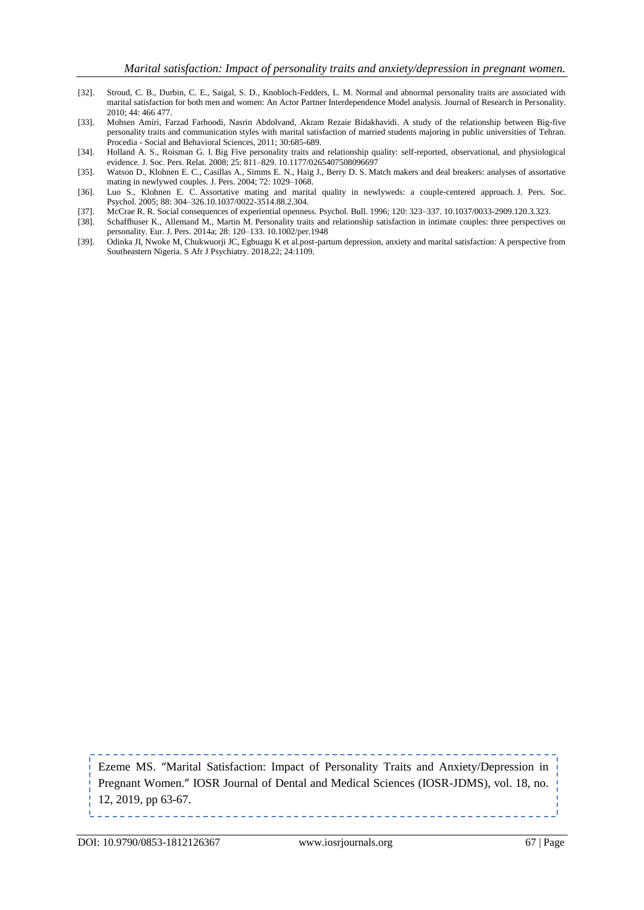[32]. Stroud, C. B., Durbin, C. E., Saigal, S. D., Knobloch-Fedders, L. M. Normal and abnormal personality traits are associated with marital satisfaction for both men and women: An Actor Partner Interdependence Model analysis. Journal of Research in Personality. 2010; 44: 466 477.

[33]. Mohsen Amiri, Farzad Farhoodi, Nasrin Abdolvand, Akram Rezaie Bidakhavidi. A study of the relationship between Big-five personality traits and communication styles with marital satisfaction of married students majoring in public universities of Tehran. Procedia - Social and Behavioral Sciences, 2011; 30:685-689.

[34]. Holland A. S., Roisman G. I. Big Five personality traits and relationship quality: self-reported, observational, and physiological evidence. J. Soc. Pers. Relat. 2008; 25: 811–829. 10.1177/0265407508096697

[35]. Watson D., Klohnen E. C., Casillas A., Simms E. N., Haig J., Berry D. S. Match makers and deal breakers: analyses of assortative mating in newlywed couples. J. Pers. 2004; 72: 1029–1068.

[36]. Luo S., Klohnen E. C. Assortative mating and marital quality in newlyweds: a couple-centered approach. J. Pers. Soc. Psychol. 2005; 88: 304–326.10.1037/0022-3514.88.2.304.

[37]. McCrae R. R. Social consequences of experiential openness. Psychol. Bull. 1996; 120: 323–337. 10.1037/0033-2909.120.3.323.

[38]. Schaffhuser K., Allemand M., Martin M. Personality traits and relationship satisfaction in intimate couples: three perspectives on personality. Eur. J. Pers. 2014a; 28: 120–133. 10.1002/per.1948

[39]. Odinka JI, Nwoke M, Chukwuorji JC, Egbuagu K et al.post-partum depression, anxiety and marital satisfaction: A perspective from Southeastern Nigeria. S Afr J Psychiatry. 2018,22; 24:1109.

Ezeme MS. "Marital Satisfaction: Impact of Personality Traits and Anxiety/Depression in Pregnant Women." IOSR Journal of Dental and Medical Sciences (IOSR-JDMS), vol. 18, no. 12, 2019, pp 63-67.